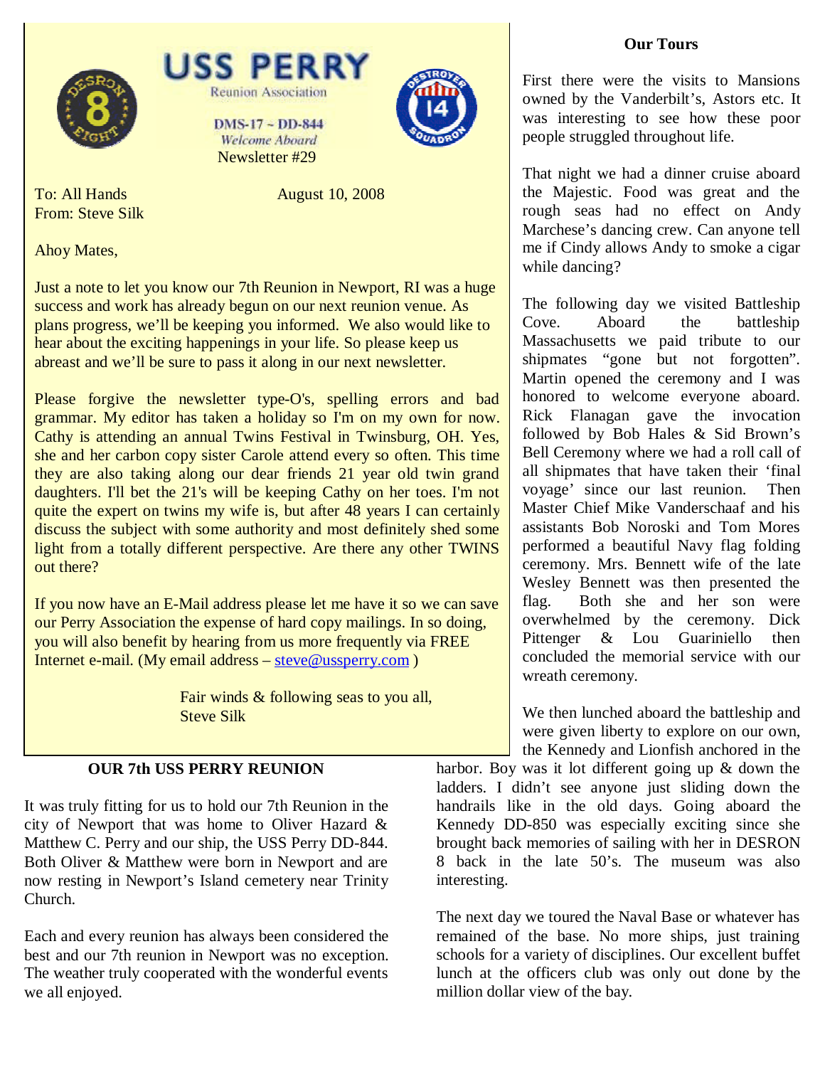# USS PERRY

Reunion Association

DMS-17 ~ DD-844

*Welcome Aboard*

Newsletter #29

To: All Hands

From: Steve Silk

August 10, 2008

Ahoy Mates,

Just a note to let you know our 7th Reunion in Newport, RI was a huge success and work has already begun on our next reunion venue. As plans progress, we'll be keeping you informed. We also would like to hear about the exciting happenings in your life. So please keep us abreast and we'll be sure to pass it along in our next newsletter.

Please forgive the newsletter type-O's, spelling errors and bad grammar. My editor has taken a holiday so I'm on my own for now. Cathy is attending an annual Twins Festival in Twinsburg, OH. Yes, she and her carbon copy sister Carole attend every so often. This time they are also taking along our dear friends 21 year old twin grand daughters. I'll bet the 21's will be keeping Cathy on her toes. I'm not quite the expert on twins my wife is, but after 48 years I can certainly discuss the subject with some authority and most definitely shed some light from a totally different perspective. Are there any other TWINS out there?

If you now have an E-Mail address please let me have it so we can save our Perry Association the expense of hard copy mailings. In so doing, you will also benefit by hearing from us more frequently via FREE Internet e-mail. (My email address – steve@ussperry.com )

Fair winds & following seas to you all,
Steve Silk

## OUR 7th USS PERRY REUNION

It was truly fitting for us to hold our 7th Reunion in the city of Newport that was home to Oliver Hazard & Matthew C. Perry and our ship, the USS Perry DD-844. Both Oliver & Matthew were born in Newport and are now resting in Newport's Island cemetery near Trinity Church.

Each and every reunion has always been considered the best and our 7th reunion in Newport was no exception. The weather truly cooperated with the wonderful events we all enjoyed.

## Our Tours

First there were the visits to Mansions owned by the Vanderbilt's, Astors etc. It was interesting to see how these poor people struggled throughout life.

That night we had a dinner cruise aboard the Majestic. Food was great and the rough seas had no effect on Andy Marchese's dancing crew. Can anyone tell me if Cindy allows Andy to smoke a cigar while dancing?

The following day we visited Battleship Cove. Aboard the battleship Massachusetts we paid tribute to our shipmates "gone but not forgotten". Martin opened the ceremony and I was honored to welcome everyone aboard. Rick Flanagan gave the invocation followed by Bob Hales & Sid Brown's Bell Ceremony where we had a roll call of all shipmates that have taken their 'final voyage' since our last reunion. Then Master Chief Mike Vanderschaaf and his assistants Bob Noroski and Tom Mores performed a beautiful Navy flag folding ceremony. Mrs. Bennett wife of the late Wesley Bennett was then presented the flag. Both she and her son were overwhelmed by the ceremony. Dick Pittenger & Lou Guariniello then concluded the memorial service with our wreath ceremony.

We then lunched aboard the battleship and were given liberty to explore on our own, the Kennedy and Lionfish anchored in the harbor. Boy was it lot different going up & down the ladders. I didn't see anyone just sliding down the handrails like in the old days. Going aboard the Kennedy DD-850 was especially exciting since she brought back memories of sailing with her in DESRON 8 back in the late 50's. The museum was also interesting.

The next day we toured the Naval Base or whatever has remained of the base. No more ships, just training schools for a variety of disciplines. Our excellent buffet lunch at the officers club was only out done by the million dollar view of the bay.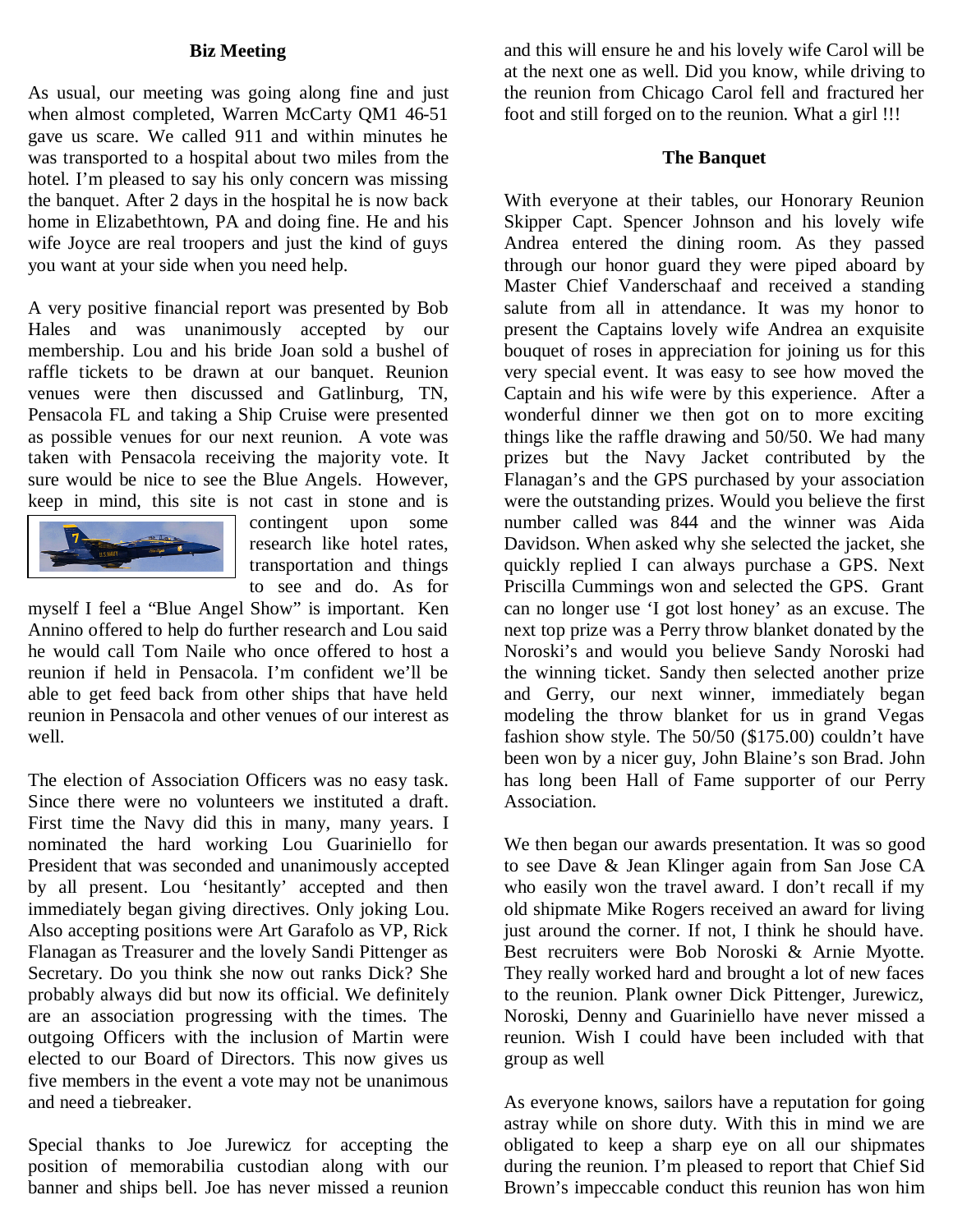## Biz Meeting

As usual, our meeting was going along fine and just when almost completed, Warren McCarty QM1 46-51 gave us scare. We called 911 and within minutes he was transported to a hospital about two miles from the hotel. I'm pleased to say his only concern was missing the banquet. After 2 days in the hospital he is now back home in Elizabethtown, PA and doing fine. He and his wife Joyce are real troopers and just the kind of guys you want at your side when you need help.

A very positive financial report was presented by Bob Hales and was unanimously accepted by our membership. Lou and his bride Joan sold a bushel of raffle tickets to be drawn at our banquet. Reunion venues were then discussed and Gatlinburg, TN, Pensacola FL and taking a Ship Cruise were presented as possible venues for our next reunion. A vote was taken with Pensacola receiving the majority vote. It sure would be nice to see the Blue Angels. However, keep in mind, this site is not cast in stone and is contingent upon some research like hotel rates, transportation and things to see and do. As for myself I feel a "Blue Angel Show" is important. Ken Annino offered to help do further research and Lou said he would call Tom Naile who once offered to host a reunion if held in Pensacola. I'm confident we'll be able to get feed back from other ships that have held reunion in Pensacola and other venues of our interest as well.

The election of Association Officers was no easy task. Since there were no volunteers we instituted a draft. First time the Navy did this in many, many years. I nominated the hard working Lou Guariniello for President that was seconded and unanimously accepted by all present. Lou 'hesitantly' accepted and then immediately began giving directives. Only joking Lou. Also accepting positions were Art Garafolo as VP, Rick Flanagan as Treasurer and the lovely Sandi Pittenger as Secretary. Do you think she now out ranks Dick? She probably always did but now its official. We definitely are an association progressing with the times. The outgoing Officers with the inclusion of Martin were elected to our Board of Directors. This now gives us five members in the event a vote may not be unanimous and need a tiebreaker.

Special thanks to Joe Jurewicz for accepting the position of memorabilia custodian along with our banner and ships bell. Joe has never missed a reunion and this will ensure he and his lovely wife Carol will be at the next one as well. Did you know, while driving to the reunion from Chicago Carol fell and fractured her foot and still forged on to the reunion. What a girl !!!

## The Banquet

With everyone at their tables, our Honorary Reunion Skipper Capt. Spencer Johnson and his lovely wife Andrea entered the dining room. As they passed through our honor guard they were piped aboard by Master Chief Vanderschaaf and received a standing salute from all in attendance. It was my honor to present the Captains lovely wife Andrea an exquisite bouquet of roses in appreciation for joining us for this very special event. It was easy to see how moved the Captain and his wife were by this experience. After a wonderful dinner we then got on to more exciting things like the raffle drawing and 50/50. We had many prizes but the Navy Jacket contributed by the Flanagan's and the GPS purchased by your association were the outstanding prizes. Would you believe the first number called was 844 and the winner was Aida Davidson. When asked why she selected the jacket, she quickly replied I can always purchase a GPS. Next Priscilla Cummings won and selected the GPS. Grant can no longer use 'I got lost honey' as an excuse. The next top prize was a Perry throw blanket donated by the Noroski's and would you believe Sandy Noroski had the winning ticket. Sandy then selected another prize and Gerry, our next winner, immediately began modeling the throw blanket for us in grand Vegas fashion show style. The 50/50 ($175.00) couldn't have been won by a nicer guy, John Blaine's son Brad. John has long been Hall of Fame supporter of our Perry Association.

We then began our awards presentation. It was so good to see Dave & Jean Klinger again from San Jose CA who easily won the travel award. I don't recall if my old shipmate Mike Rogers received an award for living just around the corner. If not, I think he should have. Best recruiters were Bob Noroski & Arnie Myotte. They really worked hard and brought a lot of new faces to the reunion. Plank owner Dick Pittenger, Jurewicz, Noroski, Denny and Guariniello have never missed a reunion. Wish I could have been included with that group as well

As everyone knows, sailors have a reputation for going astray while on shore duty. With this in mind we are obligated to keep a sharp eye on all our shipmates during the reunion. I'm pleased to report that Chief Sid Brown's impeccable conduct this reunion has won him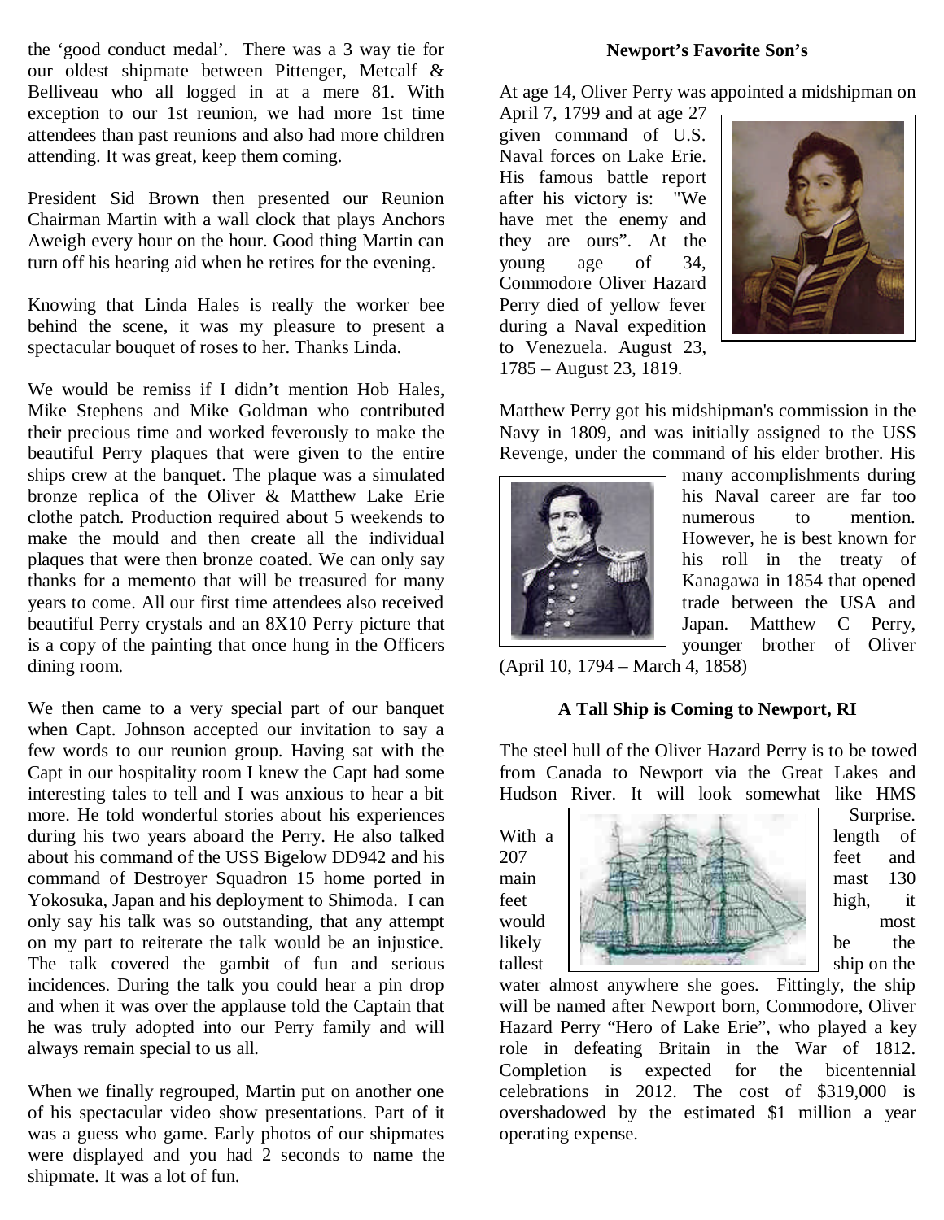the 'good conduct medal'. There was a 3 way tie for our oldest shipmate between Pittenger, Metcalf & Belliveau who all logged in at a mere 81. With exception to our 1st reunion, we had more 1st time attendees than past reunions and also had more children attending. It was great, keep them coming.

President Sid Brown then presented our Reunion Chairman Martin with a wall clock that plays Anchors Aweigh every hour on the hour. Good thing Martin can turn off his hearing aid when he retires for the evening.

Knowing that Linda Hales is really the worker bee behind the scene, it was my pleasure to present a spectacular bouquet of roses to her. Thanks Linda.

We would be remiss if I didn't mention Hob Hales, Mike Stephens and Mike Goldman who contributed their precious time and worked feverously to make the beautiful Perry plaques that were given to the entire ships crew at the banquet. The plaque was a simulated bronze replica of the Oliver & Matthew Lake Erie clothe patch. Production required about 5 weekends to make the mould and then create all the individual plaques that were then bronze coated. We can only say thanks for a memento that will be treasured for many years to come. All our first time attendees also received beautiful Perry crystals and an 8X10 Perry picture that is a copy of the painting that once hung in the Officers dining room.

We then came to a very special part of our banquet when Capt. Johnson accepted our invitation to say a few words to our reunion group. Having sat with the Capt in our hospitality room I knew the Capt had some interesting tales to tell and I was anxious to hear a bit more. He told wonderful stories about his experiences during his two years aboard the Perry. He also talked about his command of the USS Bigelow DD942 and his command of Destroyer Squadron 15 home ported in Yokosuka, Japan and his deployment to Shimoda. I can only say his talk was so outstanding, that any attempt on my part to reiterate the talk would be an injustice. The talk covered the gambit of fun and serious incidences. During the talk you could hear a pin drop and when it was over the applause told the Captain that he was truly adopted into our Perry family and will always remain special to us all.

When we finally regrouped, Martin put on another one of his spectacular video show presentations. Part of it was a guess who game. Early photos of our shipmates were displayed and you had 2 seconds to name the shipmate. It was a lot of fun.

**Newport's Favorite Son's**

At age 14, Oliver Perry was appointed a midshipman on April 7, 1799 and at age 27 given command of U.S. Naval forces on Lake Erie. His famous battle report after his victory is: "We have met the enemy and they are ours". At the young age of 34, Commodore Oliver Hazard Perry died of yellow fever during a Naval expedition to Venezuela. August 23, 1785 – August 23, 1819.

Matthew Perry got his midshipman's commission in the Navy in 1809, and was initially assigned to the USS Revenge, under the command of his elder brother. His many accomplishments during his Naval career are far too numerous to mention. However, he is best known for his roll in the treaty of Kanagawa in 1854 that opened trade between the USA and Japan. Matthew C Perry, younger brother of Oliver (April 10, 1794 – March 4, 1858)

**A Tall Ship is Coming to Newport, RI**

The steel hull of the Oliver Hazard Perry is to be towed from Canada to Newport via the Great Lakes and Hudson River. It will look somewhat like HMS Surprise. With a length of 207 feet and main mast 130 feet high, it would most likely be the tallest ship on the water almost anywhere she goes. Fittingly, the ship will be named after Newport born, Commodore, Oliver Hazard Perry "Hero of Lake Erie", who played a key role in defeating Britain in the War of 1812. Completion is expected for the bicentennial celebrations in 2012. The cost of $319,000 is overshadowed by the estimated $1 million a year operating expense.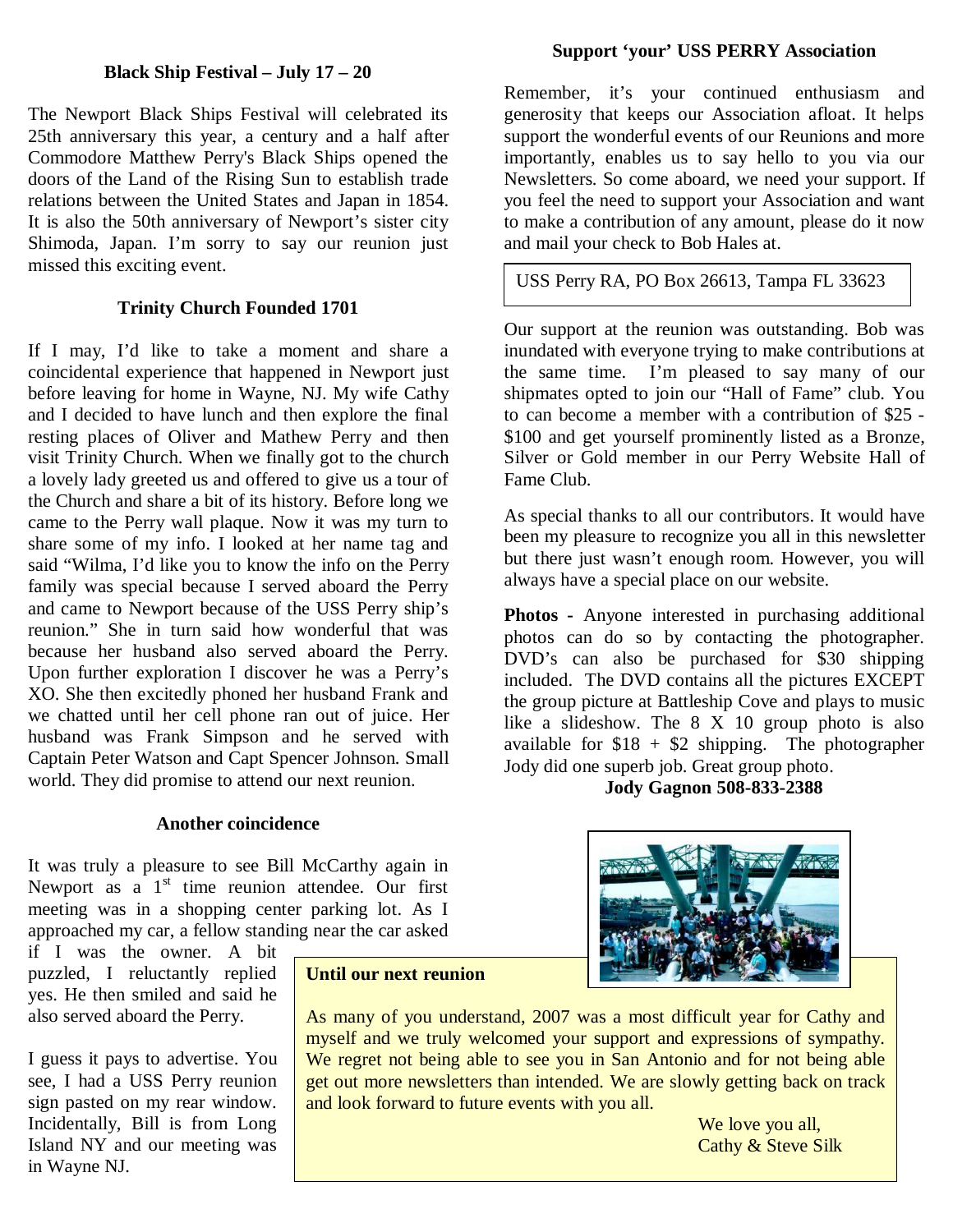### Black Ship Festival – July 17 – 20

The Newport Black Ships Festival will celebrated its 25th anniversary this year, a century and a half after Commodore Matthew Perry's Black Ships opened the doors of the Land of the Rising Sun to establish trade relations between the United States and Japan in 1854. It is also the 50th anniversary of Newport's sister city Shimoda, Japan. I'm sorry to say our reunion just missed this exciting event.

### Trinity Church Founded 1701

If I may, I'd like to take a moment and share a coincidental experience that happened in Newport just before leaving for home in Wayne, NJ. My wife Cathy and I decided to have lunch and then explore the final resting places of Oliver and Mathew Perry and then visit Trinity Church. When we finally got to the church a lovely lady greeted us and offered to give us a tour of the Church and share a bit of its history. Before long we came to the Perry wall plaque. Now it was my turn to share some of my info. I looked at her name tag and said "Wilma, I'd like you to know the info on the Perry family was special because I served aboard the Perry and came to Newport because of the USS Perry ship's reunion." She in turn said how wonderful that was because her husband also served aboard the Perry. Upon further exploration I discover he was a Perry's XO. She then excitedly phoned her husband Frank and we chatted until her cell phone ran out of juice. Her husband was Frank Simpson and he served with Captain Peter Watson and Capt Spencer Johnson. Small world. They did promise to attend our next reunion.

### Another coincidence

It was truly a pleasure to see Bill McCarthy again in Newport as a 1st time reunion attendee. Our first meeting was in a shopping center parking lot. As I approached my car, a fellow standing near the car asked if I was the owner. A bit puzzled, I reluctantly replied yes. He then smiled and said he also served aboard the Perry.

I guess it pays to advertise. You see, I had a USS Perry reunion sign pasted on my rear window. Incidentally, Bill is from Long Island NY and our meeting was in Wayne NJ.

### Support 'your' USS PERRY Association

Remember, it's your continued enthusiasm and generosity that keeps our Association afloat. It helps support the wonderful events of our Reunions and more importantly, enables us to say hello to you via our Newsletters. So come aboard, we need your support. If you feel the need to support your Association and want to make a contribution of any amount, please do it now and mail your check to Bob Hales at.

USS Perry RA, PO Box 26613, Tampa FL 33623

Our support at the reunion was outstanding. Bob was inundated with everyone trying to make contributions at the same time. I'm pleased to say many of our shipmates opted to join our "Hall of Fame" club. You to can become a member with a contribution of $25 - $100 and get yourself prominently listed as a Bronze, Silver or Gold member in our Perry Website Hall of Fame Club.

As special thanks to all our contributors. It would have been my pleasure to recognize you all in this newsletter but there just wasn't enough room. However, you will always have a special place on our website.

**Photos -** Anyone interested in purchasing additional photos can do so by contacting the photographer. DVD's can also be purchased for $30 shipping included. The DVD contains all the pictures EXCEPT the group picture at Battleship Cove and plays to music like a slideshow. The 8 X 10 group photo is also available for $18 + $2 shipping. The photographer Jody did one superb job. Great group photo.

**Jody Gagnon 508-833-2388**

### Until our next reunion

As many of you understand, 2007 was a most difficult year for Cathy and myself and we truly welcomed your support and expressions of sympathy. We regret not being able to see you in San Antonio and for not being able get out more newsletters than intended. We are slowly getting back on track and look forward to future events with you all.

We love you all,
Cathy & Steve Silk